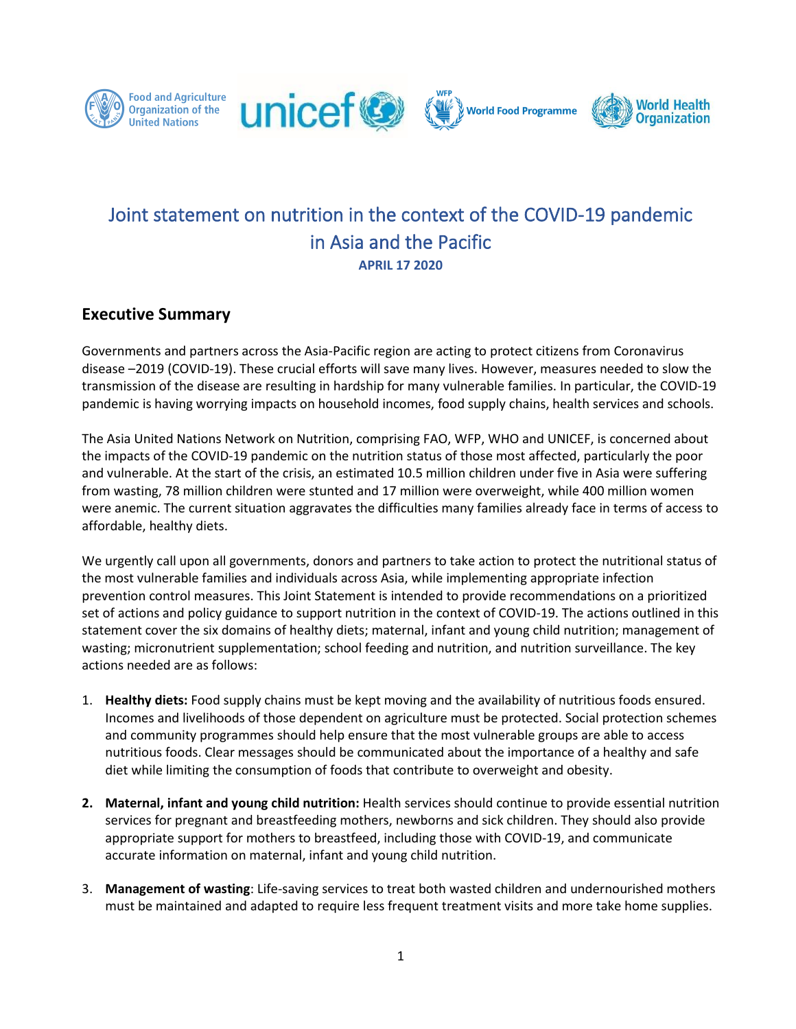# Joint statement on nutrition in the context of the COVID-19 pandemic in Asia and the Pacific

**APRIL 17 2020**

## Executive Summary

Governments and partners across the Asia-Pacific region are acting to protect citizens from Coronavirus disease –2019 (COVID-19). These crucial efforts will save many lives. However, measures needed to slow the transmission of the disease are resulting in hardship for many vulnerable families. In particular, the COVID-19 pandemic is having worrying impacts on household incomes, food supply chains, health services and schools.

The Asia United Nations Network on Nutrition, comprising FAO, WFP, WHO and UNICEF, is concerned about the impacts of the COVID-19 pandemic on the nutrition status of those most affected, particularly the poor and vulnerable. At the start of the crisis, an estimated 10.5 million children under five in Asia were suffering from wasting, 78 million children were stunted and 17 million were overweight, while 400 million women were anemic. The current situation aggravates the difficulties many families already face in terms of access to affordable, healthy diets.

We urgently call upon all governments, donors and partners to take action to protect the nutritional status of the most vulnerable families and individuals across Asia, while implementing appropriate infection prevention control measures. This Joint Statement is intended to provide recommendations on a prioritized set of actions and policy guidance to support nutrition in the context of COVID-19. The actions outlined in this statement cover the six domains of healthy diets; maternal, infant and young child nutrition; management of wasting; micronutrient supplementation; school feeding and nutrition, and nutrition surveillance. The key actions needed are as follows:

1. **Healthy diets:** Food supply chains must be kept moving and the availability of nutritious foods ensured. Incomes and livelihoods of those dependent on agriculture must be protected. Social protection schemes and community programmes should help ensure that the most vulnerable groups are able to access nutritious foods. Clear messages should be communicated about the importance of a healthy and safe diet while limiting the consumption of foods that contribute to overweight and obesity.
2. **Maternal, infant and young child nutrition:** Health services should continue to provide essential nutrition services for pregnant and breastfeeding mothers, newborns and sick children. They should also provide appropriate support for mothers to breastfeed, including those with COVID-19, and communicate accurate information on maternal, infant and young child nutrition.
3. **Management of wasting**: Life-saving services to treat both wasted children and undernourished mothers must be maintained and adapted to require less frequent treatment visits and more take home supplies.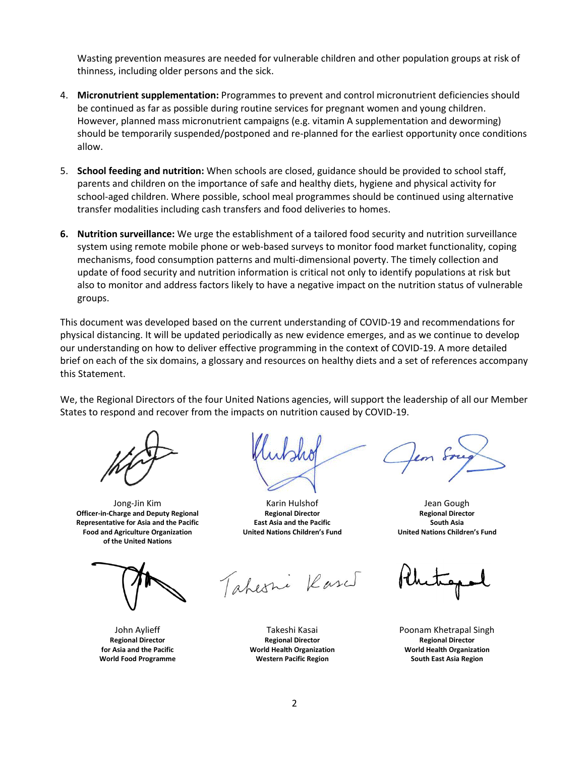Wasting prevention measures are needed for vulnerable children and other population groups at risk of thinness, including older persons and the sick.

4. **Micronutrient supplementation:** Programmes to prevent and control micronutrient deficiencies should be continued as far as possible during routine services for pregnant women and young children. However, planned mass micronutrient campaigns (e.g. vitamin A supplementation and deworming) should be temporarily suspended/postponed and re-planned for the earliest opportunity once conditions allow.

5. **School feeding and nutrition:** When schools are closed, guidance should be provided to school staff, parents and children on the importance of safe and healthy diets, hygiene and physical activity for school-aged children. Where possible, school meal programmes should be continued using alternative transfer modalities including cash transfers and food deliveries to homes.

6. **Nutrition surveillance:** We urge the establishment of a tailored food security and nutrition surveillance system using remote mobile phone or web-based surveys to monitor food market functionality, coping mechanisms, food consumption patterns and multi-dimensional poverty. The timely collection and update of food security and nutrition information is critical not only to identify populations at risk but also to monitor and address factors likely to have a negative impact on the nutrition status of vulnerable groups.

This document was developed based on the current understanding of COVID-19 and recommendations for physical distancing. It will be updated periodically as new evidence emerges, and as we continue to develop our understanding on how to deliver effective programming in the context of COVID-19. A more detailed brief on each of the six domains, a glossary and resources on healthy diets and a set of references accompany this Statement.

We, the Regional Directors of the four United Nations agencies, will support the leadership of all our Member States to respond and recover from the impacts on nutrition caused by COVID-19.

Jong-Jin Kim
**Officer-in-Charge and Deputy Regional Representative for Asia and the Pacific**
**Food and Agriculture Organization of the United Nations**

Karin Hulshof
**Regional Director**
**East Asia and the Pacific**
**United Nations Children's Fund**

Jean Gough
**Regional Director**
**South Asia**
**United Nations Children's Fund**

John Aylieff
**Regional Director**
**for Asia and the Pacific**
**World Food Programme**

Takeshi Kasai
**Regional Director**
**World Health Organization**
**Western Pacific Region**

Poonam Khetrapal Singh
**Regional Director**
**World Health Organization**
**South East Asia Region**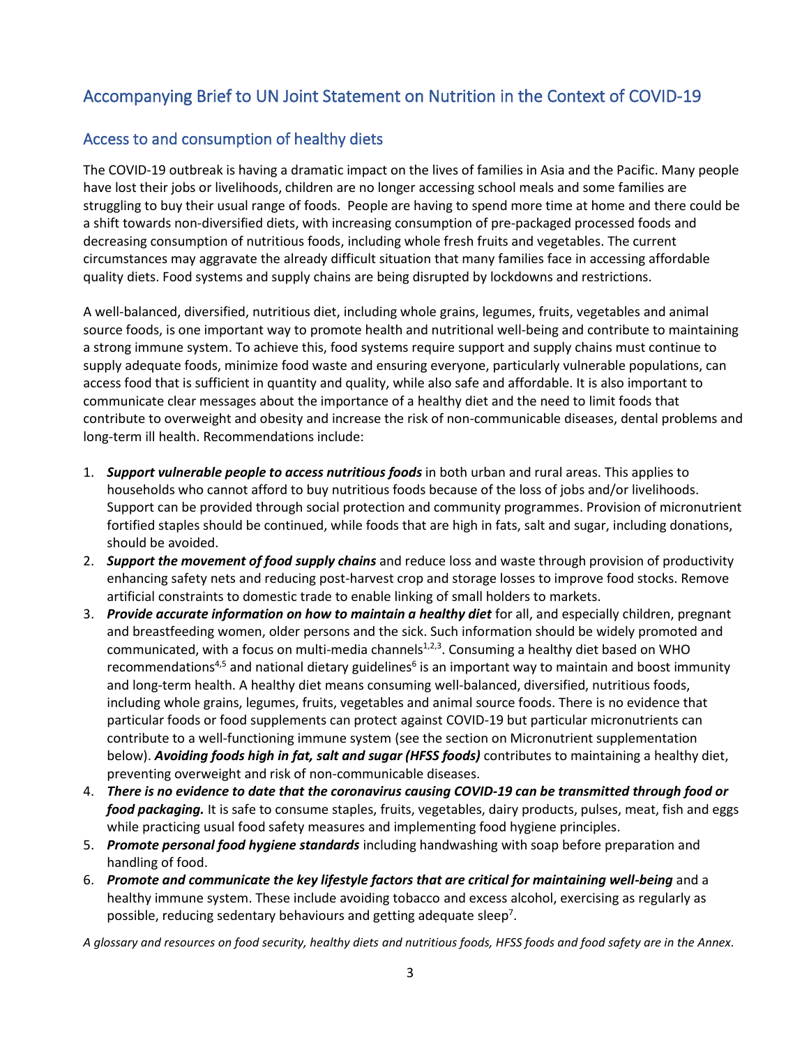# Accompanying Brief to UN Joint Statement on Nutrition in the Context of COVID-19

## Access to and consumption of healthy diets

The COVID-19 outbreak is having a dramatic impact on the lives of families in Asia and the Pacific. Many people have lost their jobs or livelihoods, children are no longer accessing school meals and some families are struggling to buy their usual range of foods. People are having to spend more time at home and there could be a shift towards non-diversified diets, with increasing consumption of pre-packaged processed foods and decreasing consumption of nutritious foods, including whole fresh fruits and vegetables. The current circumstances may aggravate the already difficult situation that many families face in accessing affordable quality diets. Food systems and supply chains are being disrupted by lockdowns and restrictions.

A well-balanced, diversified, nutritious diet, including whole grains, legumes, fruits, vegetables and animal source foods, is one important way to promote health and nutritional well-being and contribute to maintaining a strong immune system. To achieve this, food systems require support and supply chains must continue to supply adequate foods, minimize food waste and ensuring everyone, particularly vulnerable populations, can access food that is sufficient in quantity and quality, while also safe and affordable. It is also important to communicate clear messages about the importance of a healthy diet and the need to limit foods that contribute to overweight and obesity and increase the risk of non-communicable diseases, dental problems and long-term ill health. Recommendations include:

1. ***Support vulnerable people to access nutritious foods*** in both urban and rural areas. This applies to households who cannot afford to buy nutritious foods because of the loss of jobs and/or livelihoods. Support can be provided through social protection and community programmes. Provision of micronutrient fortified staples should be continued, while foods that are high in fats, salt and sugar, including donations, should be avoided.
2. ***Support the movement of food supply chains*** and reduce loss and waste through provision of productivity enhancing safety nets and reducing post-harvest crop and storage losses to improve food stocks. Remove artificial constraints to domestic trade to enable linking of small holders to markets.
3. ***Provide accurate information on how to maintain a healthy diet*** for all, and especially children, pregnant and breastfeeding women, older persons and the sick. Such information should be widely promoted and communicated, with a focus on multi-media channels[1,2,3]. Consuming a healthy diet based on WHO recommendations[4,5] and national dietary guidelines[6] is an important way to maintain and boost immunity and long-term health. A healthy diet means consuming well-balanced, diversified, nutritious foods, including whole grains, legumes, fruits, vegetables and animal source foods. There is no evidence that particular foods or food supplements can protect against COVID-19 but particular micronutrients can contribute to a well-functioning immune system (see the section on Micronutrient supplementation below). ***Avoiding foods high in fat, salt and sugar (HFSS foods)*** contributes to maintaining a healthy diet, preventing overweight and risk of non-communicable diseases.
4. ***There is no evidence to date that the coronavirus causing COVID-19 can be transmitted through food or food packaging.*** It is safe to consume staples, fruits, vegetables, dairy products, pulses, meat, fish and eggs while practicing usual food safety measures and implementing food hygiene principles.
5. ***Promote personal food hygiene standards*** including handwashing with soap before preparation and handling of food.
6. ***Promote and communicate the key lifestyle factors that are critical for maintaining well-being*** and a healthy immune system. These include avoiding tobacco and excess alcohol, exercising as regularly as possible, reducing sedentary behaviours and getting adequate sleep[7].

*A glossary and resources on food security, healthy diets and nutritious foods, HFSS foods and food safety are in the Annex.*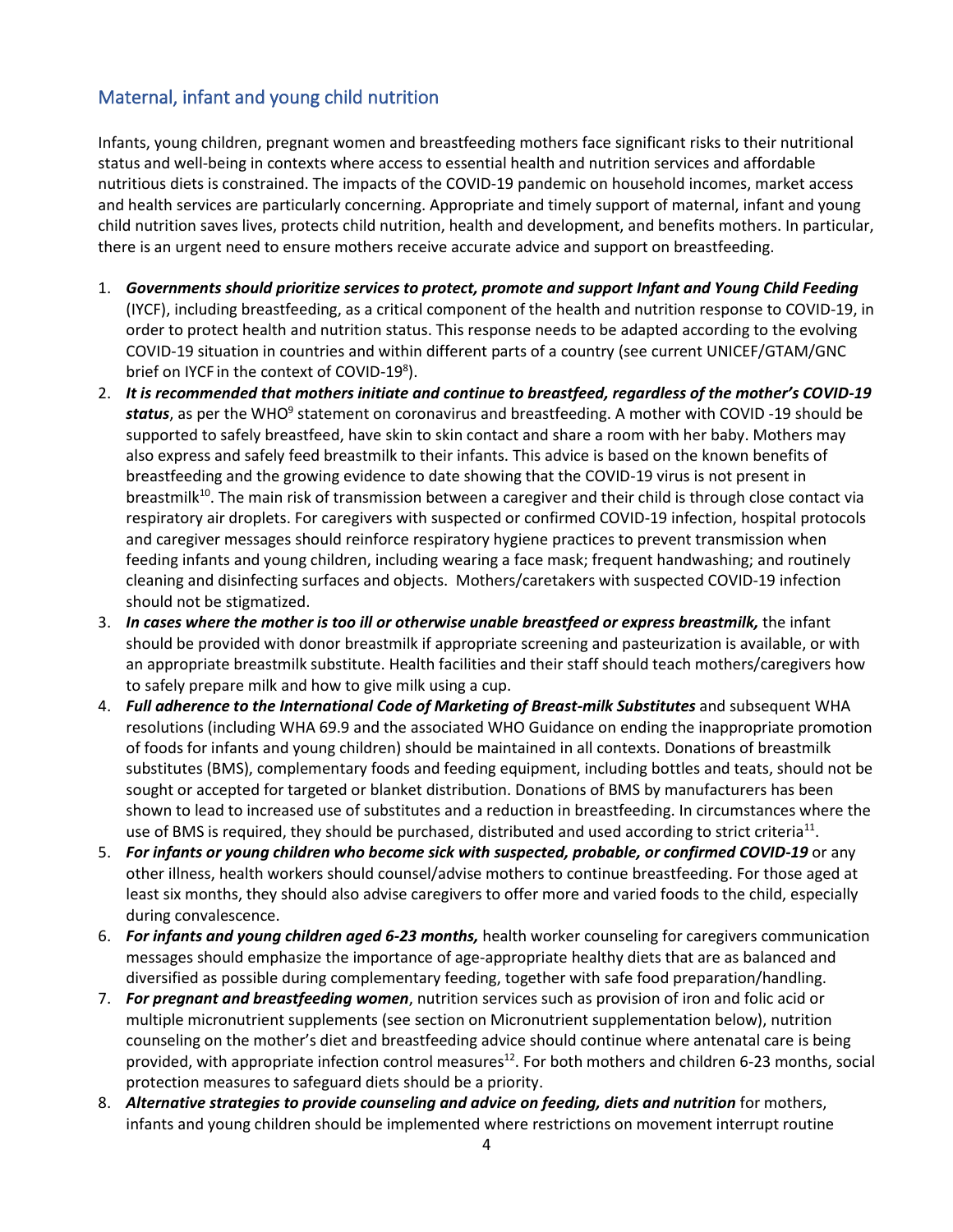## Maternal, infant and young child nutrition

Infants, young children, pregnant women and breastfeeding mothers face significant risks to their nutritional status and well-being in contexts where access to essential health and nutrition services and affordable nutritious diets is constrained. The impacts of the COVID-19 pandemic on household incomes, market access and health services are particularly concerning. Appropriate and timely support of maternal, infant and young child nutrition saves lives, protects child nutrition, health and development, and benefits mothers. In particular, there is an urgent need to ensure mothers receive accurate advice and support on breastfeeding.

1. ***Governments should prioritize services to protect, promote and support Infant and Young Child Feeding*** (IYCF), including breastfeeding, as a critical component of the health and nutrition response to COVID-19, in order to protect health and nutrition status. This response needs to be adapted according to the evolving COVID-19 situation in countries and within different parts of a country (see current UNICEF/GTAM/GNC brief on IYCF in the context of COVID-19[8]).
2. ***It is recommended that mothers initiate and continue to breastfeed, regardless of the mother's COVID-19 status***, as per the WHO[9] statement on coronavirus and breastfeeding. A mother with COVID -19 should be supported to safely breastfeed, have skin to skin contact and share a room with her baby. Mothers may also express and safely feed breastmilk to their infants. This advice is based on the known benefits of breastfeeding and the growing evidence to date showing that the COVID-19 virus is not present in breastmilk[10]. The main risk of transmission between a caregiver and their child is through close contact via respiratory air droplets. For caregivers with suspected or confirmed COVID-19 infection, hospital protocols and caregiver messages should reinforce respiratory hygiene practices to prevent transmission when feeding infants and young children, including wearing a face mask; frequent handwashing; and routinely cleaning and disinfecting surfaces and objects. Mothers/caretakers with suspected COVID-19 infection should not be stigmatized.
3. ***In cases where the mother is too ill or otherwise unable breastfeed or express breastmilk,*** the infant should be provided with donor breastmilk if appropriate screening and pasteurization is available, or with an appropriate breastmilk substitute. Health facilities and their staff should teach mothers/caregivers how to safely prepare milk and how to give milk using a cup.
4. ***Full adherence to the International Code of Marketing of Breast-milk Substitutes*** and subsequent WHA resolutions (including WHA 69.9 and the associated WHO Guidance on ending the inappropriate promotion of foods for infants and young children) should be maintained in all contexts. Donations of breastmilk substitutes (BMS), complementary foods and feeding equipment, including bottles and teats, should not be sought or accepted for targeted or blanket distribution. Donations of BMS by manufacturers has been shown to lead to increased use of substitutes and a reduction in breastfeeding. In circumstances where the use of BMS is required, they should be purchased, distributed and used according to strict criteria[11].
5. ***For infants or young children who become sick with suspected, probable, or confirmed COVID-19*** or any other illness, health workers should counsel/advise mothers to continue breastfeeding. For those aged at least six months, they should also advise caregivers to offer more and varied foods to the child, especially during convalescence.
6. ***For infants and young children aged 6-23 months,*** health worker counseling for caregivers communication messages should emphasize the importance of age-appropriate healthy diets that are as balanced and diversified as possible during complementary feeding, together with safe food preparation/handling.
7. ***For pregnant and breastfeeding women***, nutrition services such as provision of iron and folic acid or multiple micronutrient supplements (see section on Micronutrient supplementation below), nutrition counseling on the mother's diet and breastfeeding advice should continue where antenatal care is being provided, with appropriate infection control measures[12]. For both mothers and children 6-23 months, social protection measures to safeguard diets should be a priority.
8. ***Alternative strategies to provide counseling and advice on feeding, diets and nutrition*** for mothers, infants and young children should be implemented where restrictions on movement interrupt routine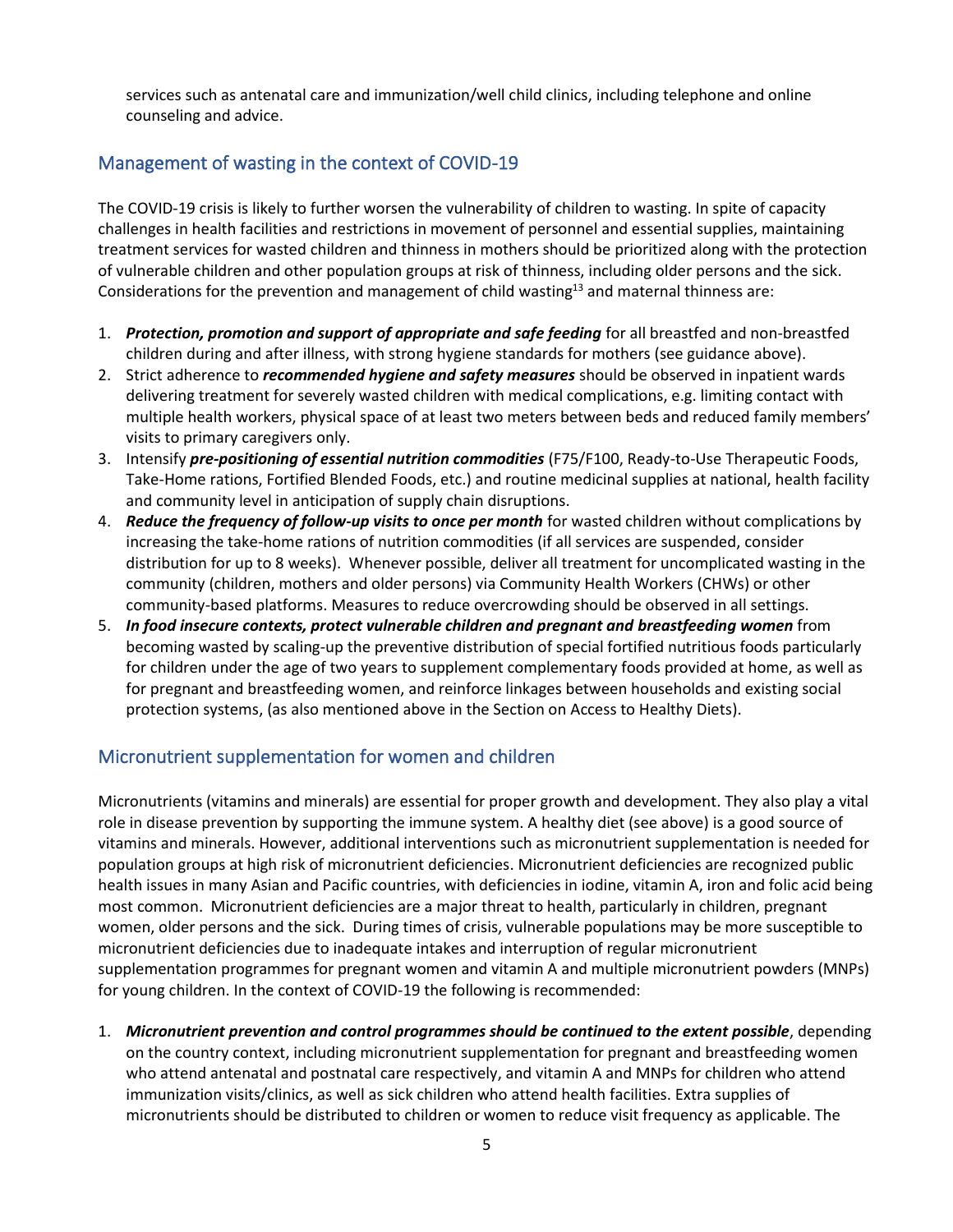services such as antenatal care and immunization/well child clinics, including telephone and online counseling and advice.

## Management of wasting in the context of COVID-19

The COVID-19 crisis is likely to further worsen the vulnerability of children to wasting. In spite of capacity challenges in health facilities and restrictions in movement of personnel and essential supplies, maintaining treatment services for wasted children and thinness in mothers should be prioritized along with the protection of vulnerable children and other population groups at risk of thinness, including older persons and the sick. Considerations for the prevention and management of child wasting[13] and maternal thinness are:

1. ***Protection, promotion and support of appropriate and safe feeding*** for all breastfed and non-breastfed children during and after illness, with strong hygiene standards for mothers (see guidance above).
2. Strict adherence to ***recommended hygiene and safety measures*** should be observed in inpatient wards delivering treatment for severely wasted children with medical complications, e.g. limiting contact with multiple health workers, physical space of at least two meters between beds and reduced family members' visits to primary caregivers only.
3. Intensify ***pre-positioning of essential nutrition commodities*** (F75/F100, Ready-to-Use Therapeutic Foods, Take-Home rations, Fortified Blended Foods, etc.) and routine medicinal supplies at national, health facility and community level in anticipation of supply chain disruptions.
4. ***Reduce the frequency of follow-up visits to once per month*** for wasted children without complications by increasing the take-home rations of nutrition commodities (if all services are suspended, consider distribution for up to 8 weeks). Whenever possible, deliver all treatment for uncomplicated wasting in the community (children, mothers and older persons) via Community Health Workers (CHWs) or other community-based platforms. Measures to reduce overcrowding should be observed in all settings.
5. ***In food insecure contexts, protect vulnerable children and pregnant and breastfeeding women*** from becoming wasted by scaling-up the preventive distribution of special fortified nutritious foods particularly for children under the age of two years to supplement complementary foods provided at home, as well as for pregnant and breastfeeding women, and reinforce linkages between households and existing social protection systems, (as also mentioned above in the Section on Access to Healthy Diets).

## Micronutrient supplementation for women and children

Micronutrients (vitamins and minerals) are essential for proper growth and development. They also play a vital role in disease prevention by supporting the immune system. A healthy diet (see above) is a good source of vitamins and minerals. However, additional interventions such as micronutrient supplementation is needed for population groups at high risk of micronutrient deficiencies. Micronutrient deficiencies are recognized public health issues in many Asian and Pacific countries, with deficiencies in iodine, vitamin A, iron and folic acid being most common. Micronutrient deficiencies are a major threat to health, particularly in children, pregnant women, older persons and the sick. During times of crisis, vulnerable populations may be more susceptible to micronutrient deficiencies due to inadequate intakes and interruption of regular micronutrient supplementation programmes for pregnant women and vitamin A and multiple micronutrient powders (MNPs) for young children. In the context of COVID-19 the following is recommended:

1. ***Micronutrient prevention and control programmes should be continued to the extent possible***, depending on the country context, including micronutrient supplementation for pregnant and breastfeeding women who attend antenatal and postnatal care respectively, and vitamin A and MNPs for children who attend immunization visits/clinics, as well as sick children who attend health facilities. Extra supplies of micronutrients should be distributed to children or women to reduce visit frequency as applicable. The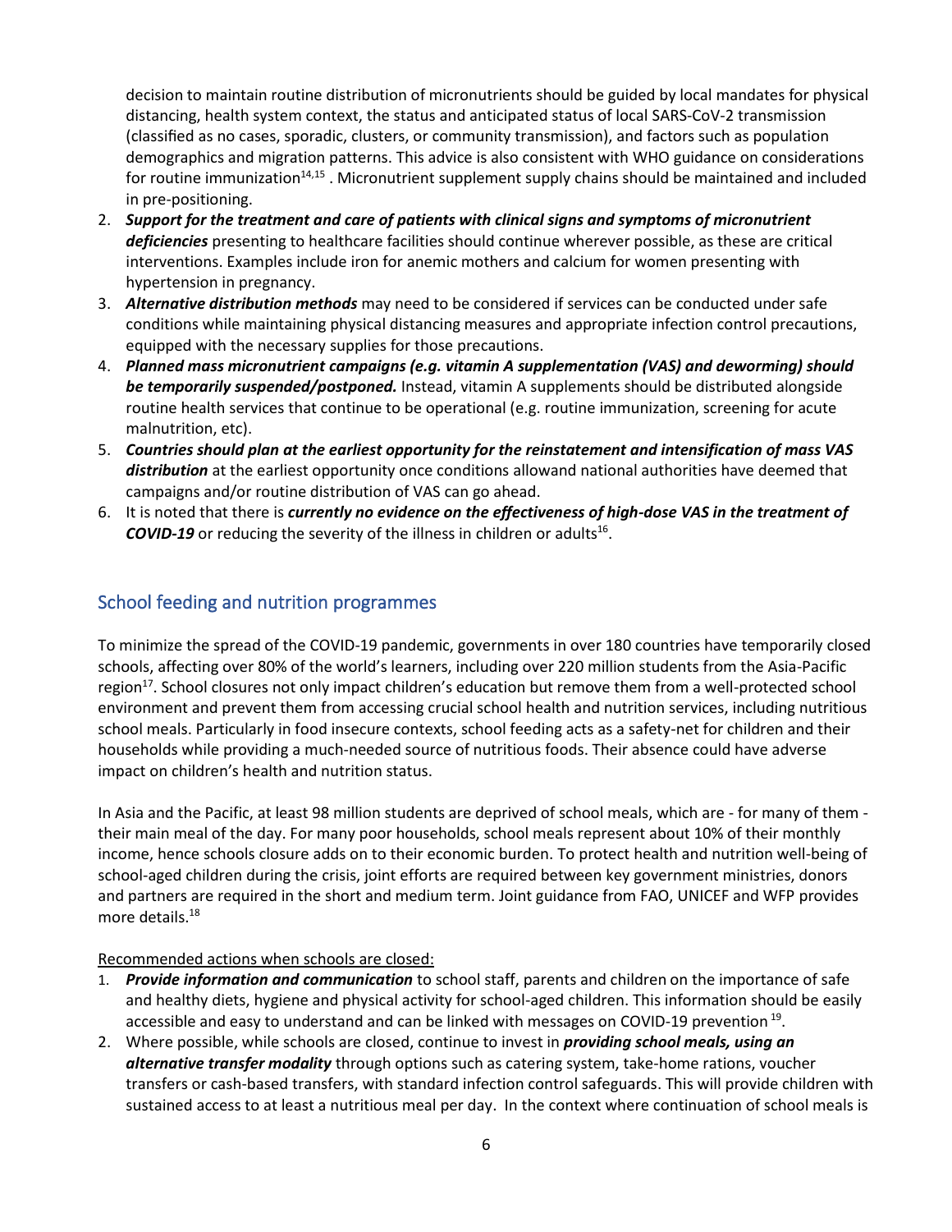decision to maintain routine distribution of micronutrients should be guided by local mandates for physical distancing, health system context, the status and anticipated status of local SARS-CoV-2 transmission (classified as no cases, sporadic, clusters, or community transmission), and factors such as population demographics and migration patterns. This advice is also consistent with WHO guidance on considerations for routine immunization[14,15] . Micronutrient supplement supply chains should be maintained and included in pre-positioning.

2. ***Support for the treatment and care of patients with clinical signs and symptoms of micronutrient deficiencies*** presenting to healthcare facilities should continue wherever possible, as these are critical interventions. Examples include iron for anemic mothers and calcium for women presenting with hypertension in pregnancy.
3. ***Alternative distribution methods*** may need to be considered if services can be conducted under safe conditions while maintaining physical distancing measures and appropriate infection control precautions, equipped with the necessary supplies for those precautions.
4. ***Planned mass micronutrient campaigns (e.g. vitamin A supplementation (VAS) and deworming) should be temporarily suspended/postponed.*** Instead, vitamin A supplements should be distributed alongside routine health services that continue to be operational (e.g. routine immunization, screening for acute malnutrition, etc).
5. ***Countries should plan at the earliest opportunity for the reinstatement and intensification of mass VAS distribution*** at the earliest opportunity once conditions allowand national authorities have deemed that campaigns and/or routine distribution of VAS can go ahead.
6. It is noted that there is ***currently no evidence on the effectiveness of high-dose VAS in the treatment of COVID-19*** or reducing the severity of the illness in children or adults[16].

## School feeding and nutrition programmes

To minimize the spread of the COVID-19 pandemic, governments in over 180 countries have temporarily closed schools, affecting over 80% of the world's learners, including over 220 million students from the Asia-Pacific region[17]. School closures not only impact children's education but remove them from a well-protected school environment and prevent them from accessing crucial school health and nutrition services, including nutritious school meals. Particularly in food insecure contexts, school feeding acts as a safety-net for children and their households while providing a much-needed source of nutritious foods. Their absence could have adverse impact on children's health and nutrition status.

In Asia and the Pacific, at least 98 million students are deprived of school meals, which are - for many of them - their main meal of the day. For many poor households, school meals represent about 10% of their monthly income, hence schools closure adds on to their economic burden. To protect health and nutrition well-being of school-aged children during the crisis, joint efforts are required between key government ministries, donors and partners are required in the short and medium term. Joint guidance from FAO, UNICEF and WFP provides more details.[18]

<u>Recommended actions when schools are closed:</u>

1. ***Provide information and communication*** to school staff, parents and children on the importance of safe and healthy diets, hygiene and physical activity for school-aged children. This information should be easily accessible and easy to understand and can be linked with messages on COVID-19 prevention[19].
2. Where possible, while schools are closed, continue to invest in ***providing school meals, using an alternative transfer modality*** through options such as catering system, take-home rations, voucher transfers or cash-based transfers, with standard infection control safeguards. This will provide children with sustained access to at least a nutritious meal per day. In the context where continuation of school meals is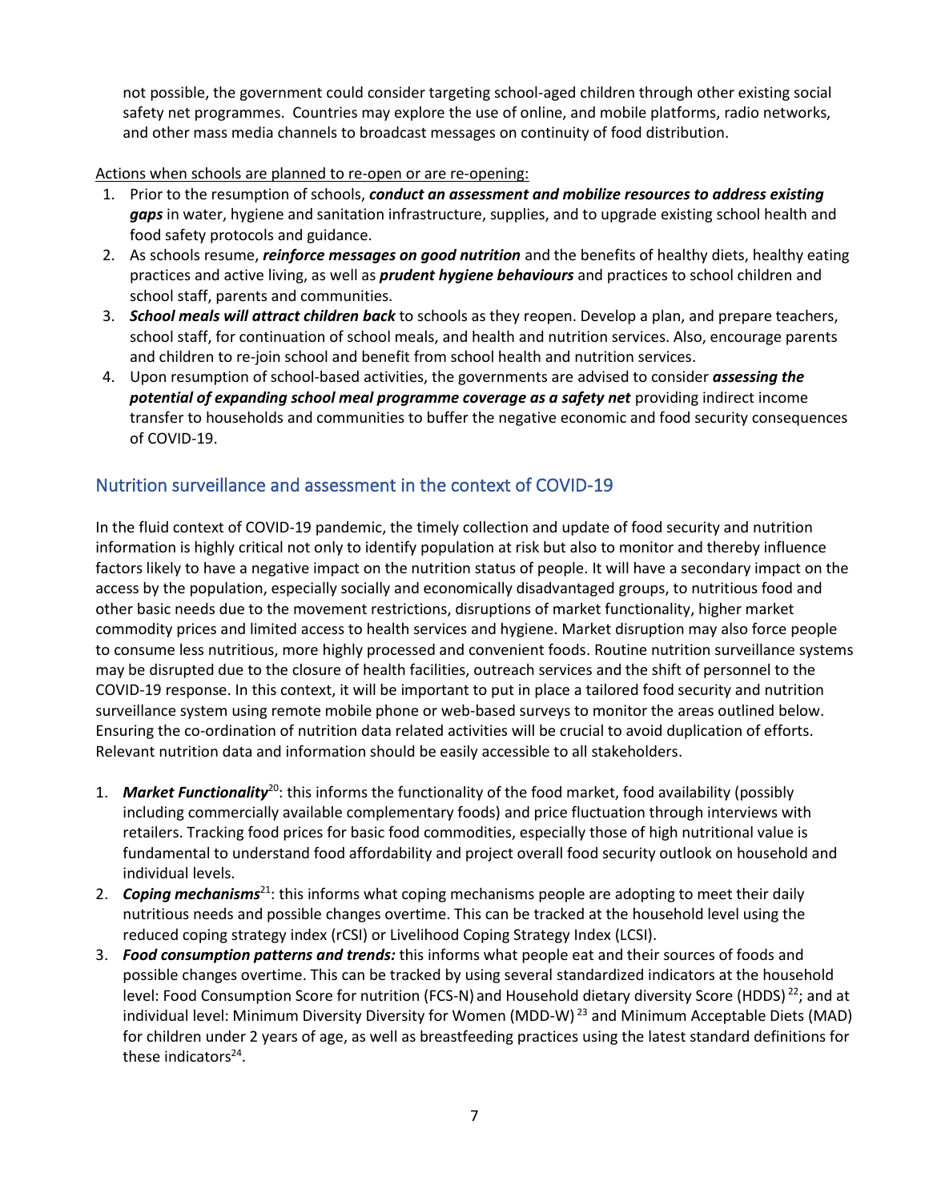not possible, the government could consider targeting school-aged children through other existing social safety net programmes. Countries may explore the use of online, and mobile platforms, radio networks, and other mass media channels to broadcast messages on continuity of food distribution.

Actions when schools are planned to re-open or are re-opening:

1. Prior to the resumption of schools, ***conduct an assessment and mobilize resources to address existing gaps*** in water, hygiene and sanitation infrastructure, supplies, and to upgrade existing school health and food safety protocols and guidance.
2. As schools resume, ***reinforce messages on good nutrition*** and the benefits of healthy diets, healthy eating practices and active living, as well as ***prudent hygiene behaviours*** and practices to school children and school staff, parents and communities.
3. ***School meals will attract children back*** to schools as they reopen. Develop a plan, and prepare teachers, school staff, for continuation of school meals, and health and nutrition services. Also, encourage parents and children to re-join school and benefit from school health and nutrition services.
4. Upon resumption of school-based activities, the governments are advised to consider ***assessing the potential of expanding school meal programme coverage as a safety net*** providing indirect income transfer to households and communities to buffer the negative economic and food security consequences of COVID-19.

## Nutrition surveillance and assessment in the context of COVID-19

In the fluid context of COVID-19 pandemic, the timely collection and update of food security and nutrition information is highly critical not only to identify population at risk but also to monitor and thereby influence factors likely to have a negative impact on the nutrition status of people. It will have a secondary impact on the access by the population, especially socially and economically disadvantaged groups, to nutritious food and other basic needs due to the movement restrictions, disruptions of market functionality, higher market commodity prices and limited access to health services and hygiene. Market disruption may also force people to consume less nutritious, more highly processed and convenient foods. Routine nutrition surveillance systems may be disrupted due to the closure of health facilities, outreach services and the shift of personnel to the COVID-19 response. In this context, it will be important to put in place a tailored food security and nutrition surveillance system using remote mobile phone or web-based surveys to monitor the areas outlined below. Ensuring the co-ordination of nutrition data related activities will be crucial to avoid duplication of efforts. Relevant nutrition data and information should be easily accessible to all stakeholders.

1. ***Market Functionality***[20]: this informs the functionality of the food market, food availability (possibly including commercially available complementary foods) and price fluctuation through interviews with retailers. Tracking food prices for basic food commodities, especially those of high nutritional value is fundamental to understand food affordability and project overall food security outlook on household and individual levels.
2. ***Coping mechanisms***[21]: this informs what coping mechanisms people are adopting to meet their daily nutritious needs and possible changes overtime. This can be tracked at the household level using the reduced coping strategy index (rCSI) or Livelihood Coping Strategy Index (LCSI).
3. ***Food consumption patterns and trends:*** this informs what people eat and their sources of foods and possible changes overtime. This can be tracked by using several standardized indicators at the household level: Food Consumption Score for nutrition (FCS-N) and Household dietary diversity Score (HDDS)[22]; and at individual level: Minimum Diversity Diversity for Women (MDD-W)[23] and Minimum Acceptable Diets (MAD) for children under 2 years of age, as well as breastfeeding practices using the latest standard definitions for these indicators[24].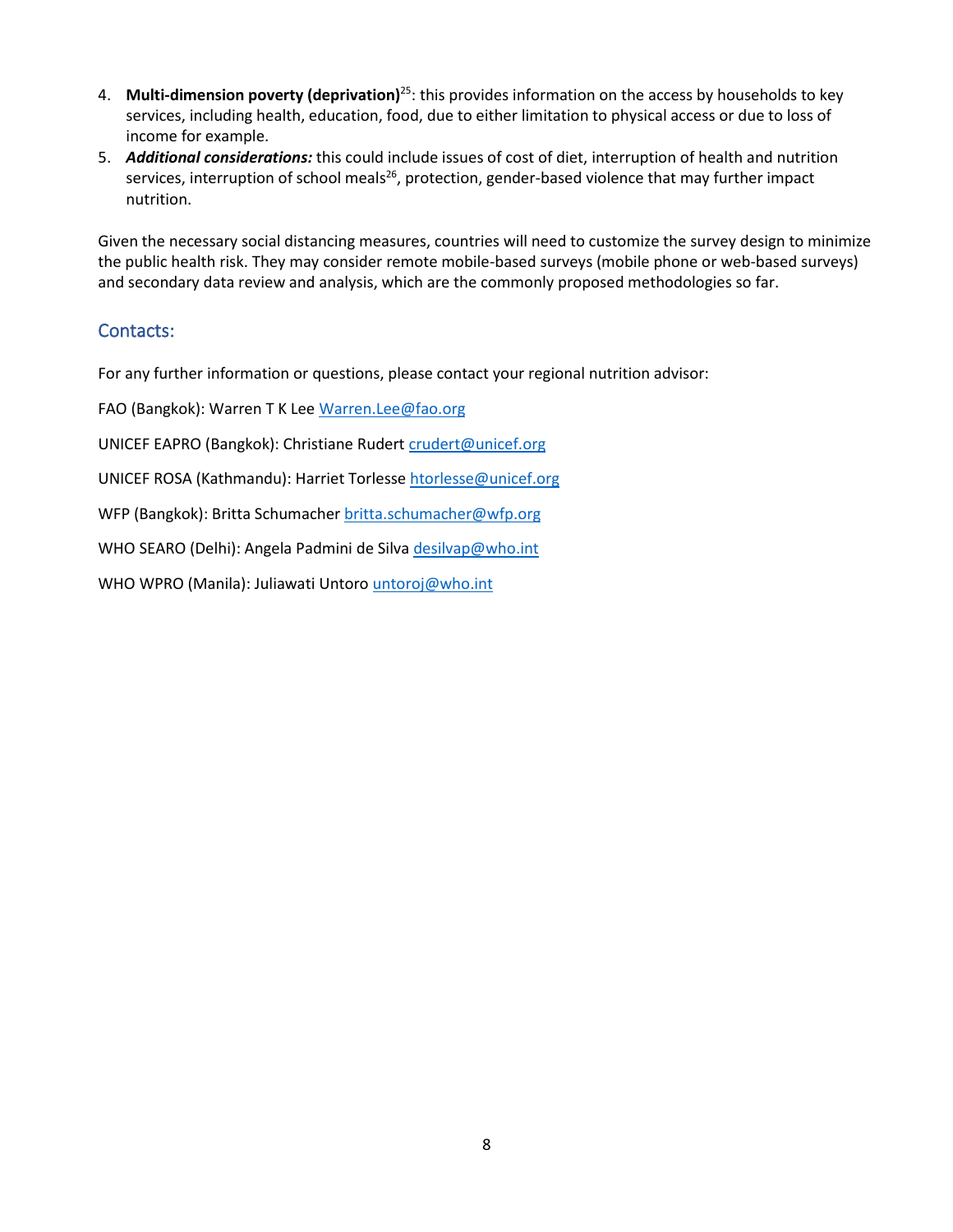4. **Multi-dimension poverty (deprivation)**[25]: this provides information on the access by households to key services, including health, education, food, due to either limitation to physical access or due to loss of income for example.
5. ***Additional considerations:*** this could include issues of cost of diet, interruption of health and nutrition services, interruption of school meals[26], protection, gender-based violence that may further impact nutrition.

Given the necessary social distancing measures, countries will need to customize the survey design to minimize the public health risk. They may consider remote mobile-based surveys (mobile phone or web-based surveys) and secondary data review and analysis, which are the commonly proposed methodologies so far.

## Contacts:

For any further information or questions, please contact your regional nutrition advisor:

FAO (Bangkok): Warren T K Lee Warren.Lee@fao.org

UNICEF EAPRO (Bangkok): Christiane Rudert crudert@unicef.org

UNICEF ROSA (Kathmandu): Harriet Torlesse htorlesse@unicef.org

WFP (Bangkok): Britta Schumacher britta.schumacher@wfp.org

WHO SEARO (Delhi): Angela Padmini de Silva desilvap@who.int

WHO WPRO (Manila): Juliawati Untoro untoroj@who.int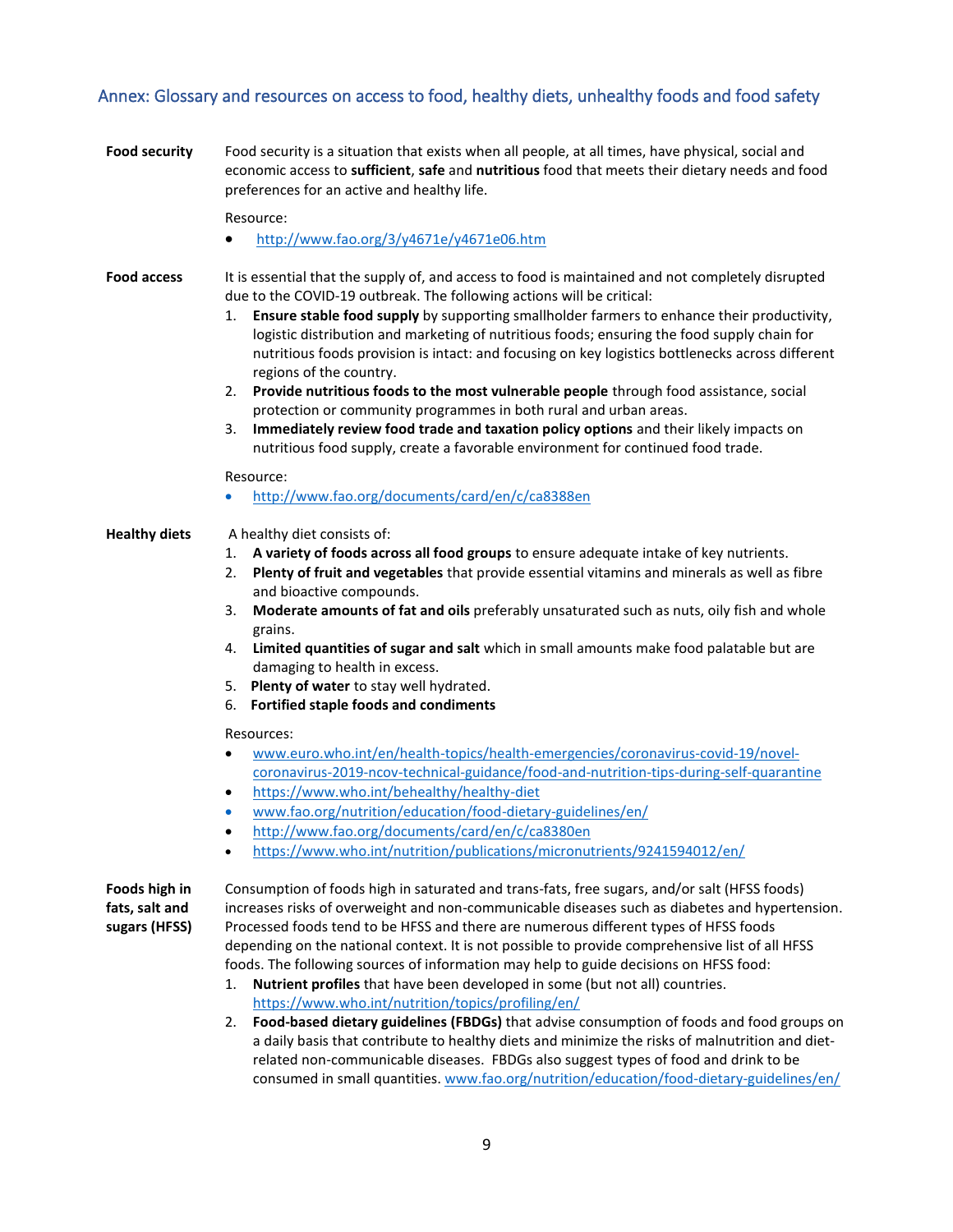## Annex: Glossary and resources on access to food, healthy diets, unhealthy foods and food safety

**Food security**

Food security is a situation that exists when all people, at all times, have physical, social and economic access to **sufficient**, **safe** and **nutritious** food that meets their dietary needs and food preferences for an active and healthy life.

Resource:

- http://www.fao.org/3/y4671e/y4671e06.htm

**Food access**

It is essential that the supply of, and access to food is maintained and not completely disrupted due to the COVID-19 outbreak. The following actions will be critical:

1. **Ensure stable food supply** by supporting smallholder farmers to enhance their productivity, logistic distribution and marketing of nutritious foods; ensuring the food supply chain for nutritious foods provision is intact: and focusing on key logistics bottlenecks across different regions of the country.
2. **Provide nutritious foods to the most vulnerable people** through food assistance, social protection or community programmes in both rural and urban areas.
3. **Immediately review food trade and taxation policy options** and their likely impacts on nutritious food supply, create a favorable environment for continued food trade.

Resource:

- http://www.fao.org/documents/card/en/c/ca8388en

**Healthy diets**

A healthy diet consists of:

1. **A variety of foods across all food groups** to ensure adequate intake of key nutrients.
2. **Plenty of fruit and vegetables** that provide essential vitamins and minerals as well as fibre and bioactive compounds.
3. **Moderate amounts of fat and oils** preferably unsaturated such as nuts, oily fish and whole grains.
4. **Limited quantities of sugar and salt** which in small amounts make food palatable but are damaging to health in excess.
5. **Plenty of water** to stay well hydrated.
6. **Fortified staple foods and condiments**

Resources:

- www.euro.who.int/en/health-topics/health-emergencies/coronavirus-covid-19/novel-coronavirus-2019-ncov-technical-guidance/food-and-nutrition-tips-during-self-quarantine
- https://www.who.int/behealthy/healthy-diet
- www.fao.org/nutrition/education/food-dietary-guidelines/en/
- http://www.fao.org/documents/card/en/c/ca8380en
- https://www.who.int/nutrition/publications/micronutrients/9241594012/en/

**Foods high in fats, salt and sugars (HFSS)**

Consumption of foods high in saturated and trans-fats, free sugars, and/or salt (HFSS foods) increases risks of overweight and non-communicable diseases such as diabetes and hypertension. Processed foods tend to be HFSS and there are numerous different types of HFSS foods depending on the national context. It is not possible to provide comprehensive list of all HFSS foods. The following sources of information may help to guide decisions on HFSS food:

1. **Nutrient profiles** that have been developed in some (but not all) countries. https://www.who.int/nutrition/topics/profiling/en/
2. **Food-based dietary guidelines (FBDGs)** that advise consumption of foods and food groups on a daily basis that contribute to healthy diets and minimize the risks of malnutrition and diet-related non-communicable diseases. FBDGs also suggest types of food and drink to be consumed in small quantities. www.fao.org/nutrition/education/food-dietary-guidelines/en/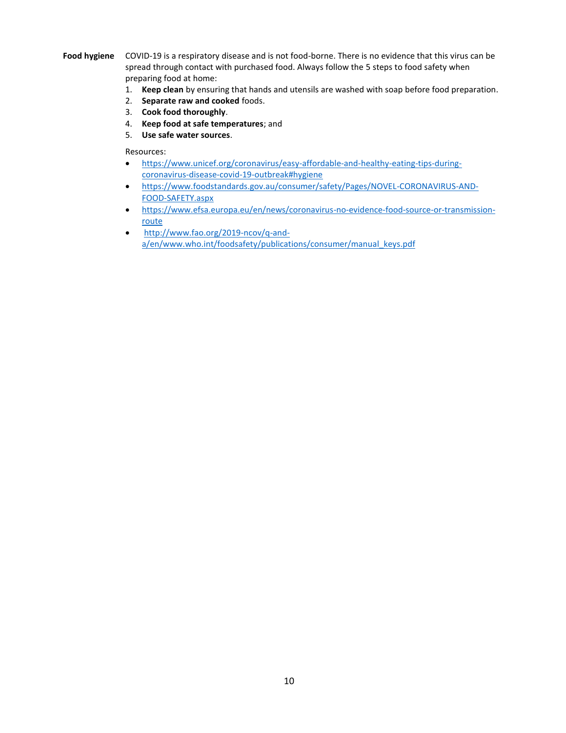**Food hygiene**

COVID-19 is a respiratory disease and is not food-borne. There is no evidence that this virus can be spread through contact with purchased food. Always follow the 5 steps to food safety when preparing food at home:

1. **Keep clean** by ensuring that hands and utensils are washed with soap before food preparation.
2. **Separate raw and cooked** foods.
3. **Cook food thoroughly**.
4. **Keep food at safe temperatures**; and
5. **Use safe water sources**.

Resources:

- https://www.unicef.org/coronavirus/easy-affordable-and-healthy-eating-tips-during-coronavirus-disease-covid-19-outbreak#hygiene
- https://www.foodstandards.gov.au/consumer/safety/Pages/NOVEL-CORONAVIRUS-AND-FOOD-SAFETY.aspx
- https://www.efsa.europa.eu/en/news/coronavirus-no-evidence-food-source-or-transmission-route
- http://www.fao.org/2019-ncov/q-and-a/en/www.who.int/foodsafety/publications/consumer/manual_keys.pdf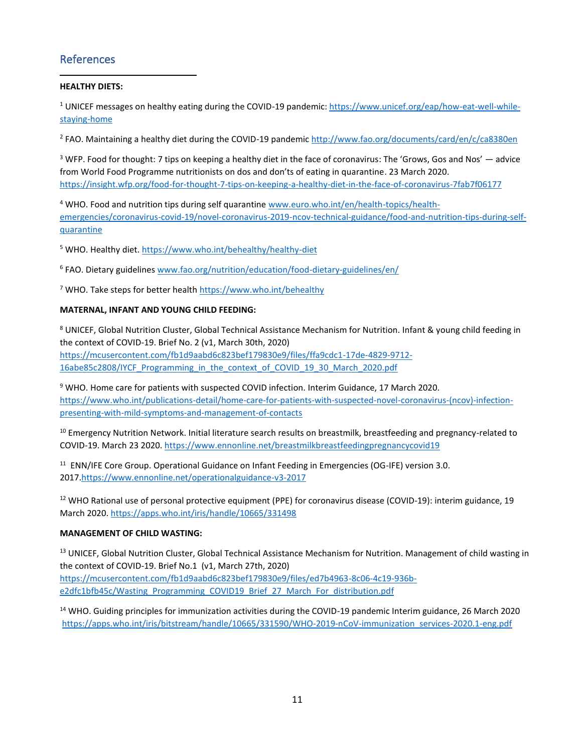## References

**HEALTHY DIETS:**

[1] UNICEF messages on healthy eating during the COVID-19 pandemic: https://www.unicef.org/eap/how-eat-well-while-staying-home

[2] FAO. Maintaining a healthy diet during the COVID-19 pandemic http://www.fao.org/documents/card/en/c/ca8380en

[3] WFP. Food for thought: 7 tips on keeping a healthy diet in the face of coronavirus: The 'Grows, Gos and Nos' — advice from World Food Programme nutritionists on dos and don'ts of eating in quarantine. 23 March 2020. https://insight.wfp.org/food-for-thought-7-tips-on-keeping-a-healthy-diet-in-the-face-of-coronavirus-7fab7f06177

[4] WHO. Food and nutrition tips during self quarantine www.euro.who.int/en/health-topics/health-emergencies/coronavirus-covid-19/novel-coronavirus-2019-ncov-technical-guidance/food-and-nutrition-tips-during-self-quarantine

[5] WHO. Healthy diet. https://www.who.int/behealthy/healthy-diet

[6] FAO. Dietary guidelines www.fao.org/nutrition/education/food-dietary-guidelines/en/

[7] WHO. Take steps for better health https://www.who.int/behealthy

**MATERNAL, INFANT AND YOUNG CHILD FEEDING:**

[8] UNICEF, Global Nutrition Cluster, Global Technical Assistance Mechanism for Nutrition. Infant & young child feeding in the context of COVID-19. Brief No. 2 (v1, March 30th, 2020) https://mcusercontent.com/fb1d9aabd6c823bef179830e9/files/ffa9cdc1-17de-4829-9712-16abe85c2808/IYCF_Programming_in_the_context_of_COVID_19_30_March_2020.pdf

[9] WHO. Home care for patients with suspected COVID infection. Interim Guidance, 17 March 2020. https://www.who.int/publications-detail/home-care-for-patients-with-suspected-novel-coronavirus-(ncov)-infection-presenting-with-mild-symptoms-and-management-of-contacts

[10] Emergency Nutrition Network. Initial literature search results on breastmilk, breastfeeding and pregnancy-related to COVID-19. March 23 2020. https://www.ennonline.net/breastmilkbreastfeedingpregnancycovid19

[11] ENN/IFE Core Group. Operational Guidance on Infant Feeding in Emergencies (OG-IFE) version 3.0. 2017.https://www.ennonline.net/operationalguidance-v3-2017

[12] WHO Rational use of personal protective equipment (PPE) for coronavirus disease (COVID-19): interim guidance, 19 March 2020. https://apps.who.int/iris/handle/10665/331498

**MANAGEMENT OF CHILD WASTING:**

[13] UNICEF, Global Nutrition Cluster, Global Technical Assistance Mechanism for Nutrition. Management of child wasting in the context of COVID-19. Brief No.1 (v1, March 27th, 2020) https://mcusercontent.com/fb1d9aabd6c823bef179830e9/files/ed7b4963-8c06-4c19-936b-e2dfc1bfb45c/Wasting_Programming_COVID19_Brief_27_March_For_distribution.pdf

[14] WHO. Guiding principles for immunization activities during the COVID-19 pandemic Interim guidance, 26 March 2020 https://apps.who.int/iris/bitstream/handle/10665/331590/WHO-2019-nCoV-immunization_services-2020.1-eng.pdf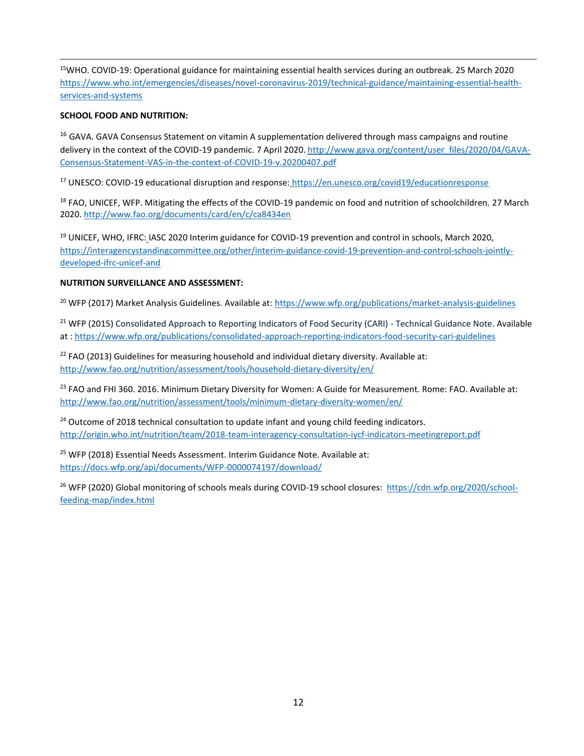[15]WHO. COVID-19: Operational guidance for maintaining essential health services during an outbreak. 25 March 2020 https://www.who.int/emergencies/diseases/novel-coronavirus-2019/technical-guidance/maintaining-essential-health-services-and-systems

**SCHOOL FOOD AND NUTRITION:**

[16] GAVA. GAVA Consensus Statement on vitamin A supplementation delivered through mass campaigns and routine delivery in the context of the COVID-19 pandemic. 7 April 2020. http://www.gava.org/content/user_files/2020/04/GAVA-Consensus-Statement-VAS-in-the-context-of-COVID-19-v.20200407.pdf

[17] UNESCO: COVID-19 educational disruption and response: https://en.unesco.org/covid19/educationresponse

[18] FAO, UNICEF, WFP. Mitigating the effects of the COVID-19 pandemic on food and nutrition of schoolchildren. 27 March 2020. http://www.fao.org/documents/card/en/c/ca8434en

[19] UNICEF, WHO, IFRC: IASC 2020 Interim guidance for COVID-19 prevention and control in schools, March 2020, https://interagencystandingcommittee.org/other/interim-guidance-covid-19-prevention-and-control-schools-jointly-developed-ifrc-unicef-and

**NUTRITION SURVEILLANCE AND ASSESSMENT:**

[20] WFP (2017) Market Analysis Guidelines. Available at: https://www.wfp.org/publications/market-analysis-guidelines

[21] WFP (2015) Consolidated Approach to Reporting Indicators of Food Security (CARI) - Technical Guidance Note. Available at : https://www.wfp.org/publications/consolidated-approach-reporting-indicators-food-security-cari-guidelines

[22] FAO (2013) Guidelines for measuring household and individual dietary diversity. Available at: http://www.fao.org/nutrition/assessment/tools/household-dietary-diversity/en/

[23] FAO and FHI 360. 2016. Minimum Dietary Diversity for Women: A Guide for Measurement. Rome: FAO. Available at: http://www.fao.org/nutrition/assessment/tools/minimum-dietary-diversity-women/en/

[24] Outcome of 2018 technical consultation to update infant and young child feeding indicators. http://origin.who.int/nutrition/team/2018-team-interagency-consultation-iycf-indicators-meetingreport.pdf

[25] WFP (2018) Essential Needs Assessment. Interim Guidance Note. Available at: https://docs.wfp.org/api/documents/WFP-0000074197/download/

[26] WFP (2020) Global monitoring of schools meals during COVID-19 school closures: https://cdn.wfp.org/2020/school-feeding-map/index.html